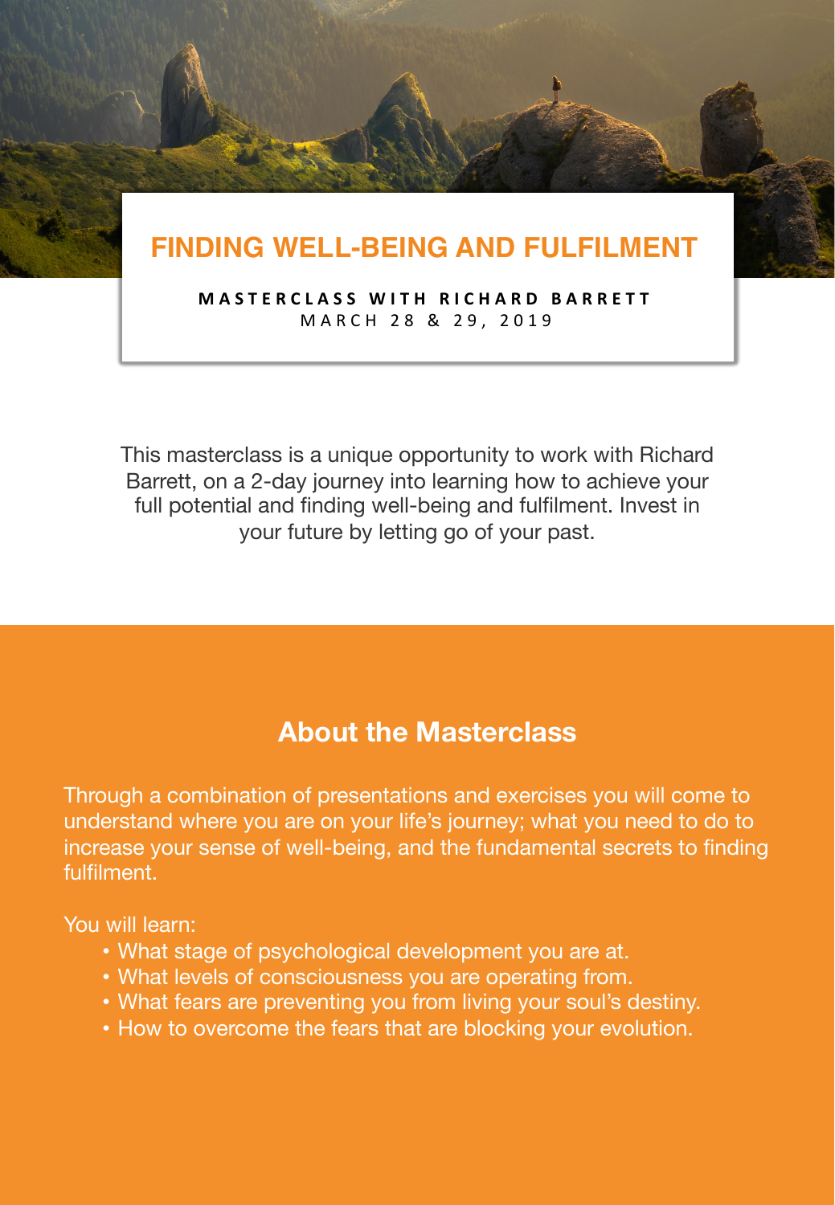# FINDING WELL-BEING AND FULFILMENT

**MASTERCLASS WITH RICHARD BARRETT**

MARCH 28 & 29, 2019

This masterclass is a unique opportunity to work with Richard Barrett, on a 2-day journey into learning how to achieve your full potential and finding well-being and fulfilment. Invest in your future by letting go of your past.

## About the Masterclass

Through a combination of presentations and exercises you will come to understand where you are on your life's journey; what you need to do to increase your sense of well-being, and the fundamental secrets to finding fulfilment.

You will learn:

- What stage of psychological development you are at.
- What levels of consciousness you are operating from.
- What fears are preventing you from living your soul's destiny.
- How to overcome the fears that are blocking your evolution.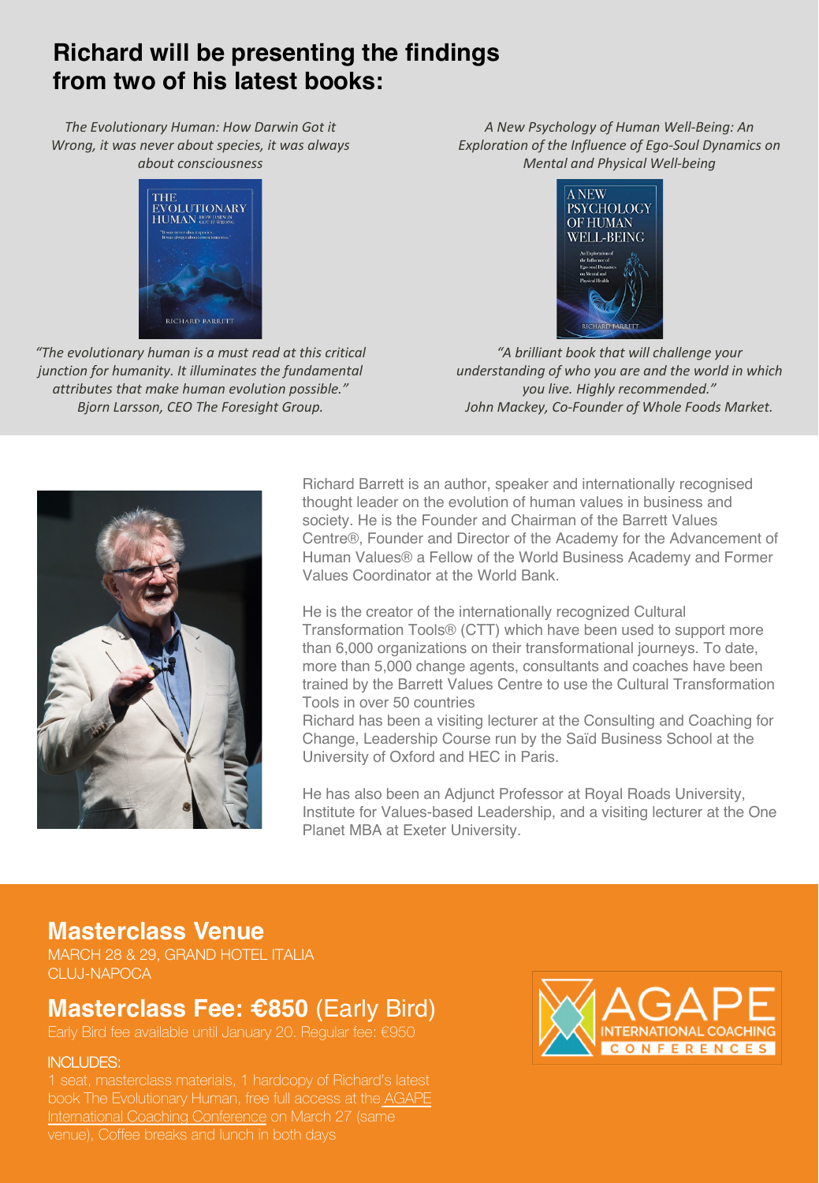## Richard will be presenting the findings from two of his latest books:

*The Evolutionary Human: How Darwin Got it Wrong, it was never about species, it was always about consciousness*

*"The evolutionary human is a must read at this critical junction for humanity. It illuminates the fundamental attributes that make human evolution possible."*
*Bjorn Larsson, CEO The Foresight Group.*

*A New Psychology of Human Well-Being: An Exploration of the Influence of Ego-Soul Dynamics on Mental and Physical Well-being*

*"A brilliant book that will challenge your understanding of who you are and the world in which you live. Highly recommended."*
*John Mackey, Co-Founder of Whole Foods Market.*

Richard Barrett is an author, speaker and internationally recognised thought leader on the evolution of human values in business and society. He is the Founder and Chairman of the Barrett Values Centre®, Founder and Director of the Academy for the Advancement of Human Values® a Fellow of the World Business Academy and Former Values Coordinator at the World Bank.

He is the creator of the internationally recognized Cultural Transformation Tools® (CTT) which have been used to support more than 6,000 organizations on their transformational journeys. To date, more than 5,000 change agents, consultants and coaches have been trained by the Barrett Values Centre to use the Cultural Transformation Tools in over 50 countries
Richard has been a visiting lecturer at the Consulting and Coaching for Change, Leadership Course run by the Saïd Business School at the University of Oxford and HEC in Paris.

He has also been an Adjunct Professor at Royal Roads University, Institute for Values-based Leadership, and a visiting lecturer at the One Planet MBA at Exeter University.

## Masterclass Venue

MARCH 28 & 29, GRAND HOTEL ITALIA
CLUJ-NAPOCA

## Masterclass Fee: €850 (Early Bird)

Early Bird fee available until January 20. Regular fee: €950

INCLUDES:

1 seat, masterclass materials, 1 hardcopy of Richard's latest book The Evolutionary Human, free full access at the AGAPE International Coaching Conference on March 27 (same venue), Coffee breaks and lunch in both days

AGAPE INTERNATIONAL COACHING CONFERENCES